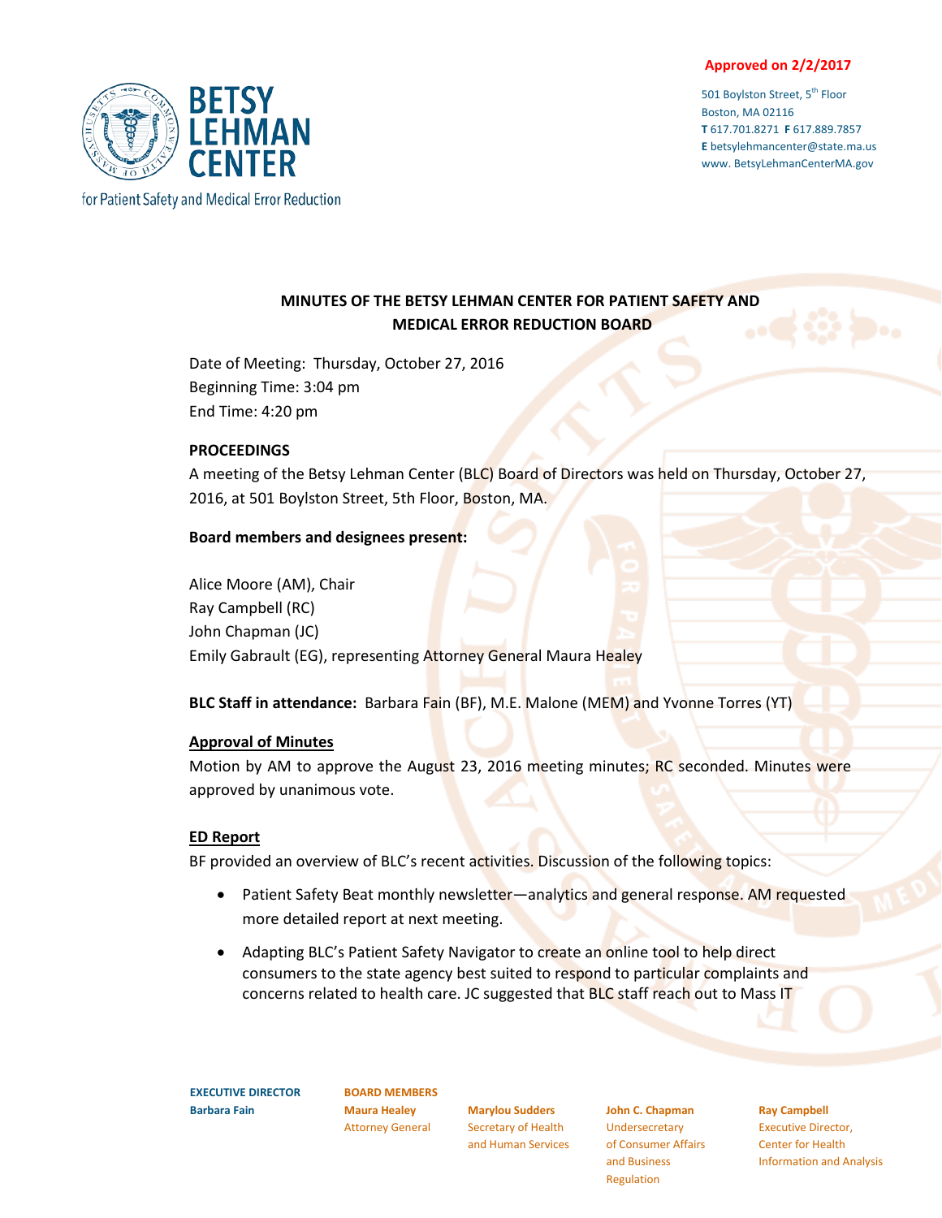**Approved on 2/2/2017**

501 Boylston Street, 5th Floor
Boston, MA 02116
T 617.701.8271 F 617.889.7857
E betsylehmancenter@state.ma.us
www. BetsyLehmanCenterMA.gov

BETSY LEHMAN CENTER
for Patient Safety and Medical Error Reduction

**MINUTES OF THE BETSY LEHMAN CENTER FOR PATIENT SAFETY AND MEDICAL ERROR REDUCTION BOARD**

Date of Meeting: Thursday, October 27, 2016
Beginning Time: 3:04 pm
End Time: 4:20 pm

**PROCEEDINGS**

A meeting of the Betsy Lehman Center (BLC) Board of Directors was held on Thursday, October 27, 2016, at 501 Boylston Street, 5th Floor, Boston, MA.

**Board members and designees present:**

Alice Moore (AM), Chair
Ray Campbell (RC)
John Chapman (JC)
Emily Gabrault (EG), representing Attorney General Maura Healey

**BLC Staff in attendance:** Barbara Fain (BF), M.E. Malone (MEM) and Yvonne Torres (YT)

**Approval of Minutes**

Motion by AM to approve the August 23, 2016 meeting minutes; RC seconded. Minutes were approved by unanimous vote.

**ED Report**

BF provided an overview of BLC's recent activities. Discussion of the following topics:

- Patient Safety Beat monthly newsletter—analytics and general response. AM requested more detailed report at next meeting.
- Adapting BLC's Patient Safety Navigator to create an online tool to help direct consumers to the state agency best suited to respond to particular complaints and concerns related to health care. JC suggested that BLC staff reach out to Mass IT

**EXECUTIVE DIRECTOR**
**Barbara Fain**

**BOARD MEMBERS**
**Maura Healey**, Attorney General
**Marylou Sudders**, Secretary of Health and Human Services
**John C. Chapman**, Undersecretary of Consumer Affairs and Business Regulation
**Ray Campbell**, Executive Director, Center for Health Information and Analysis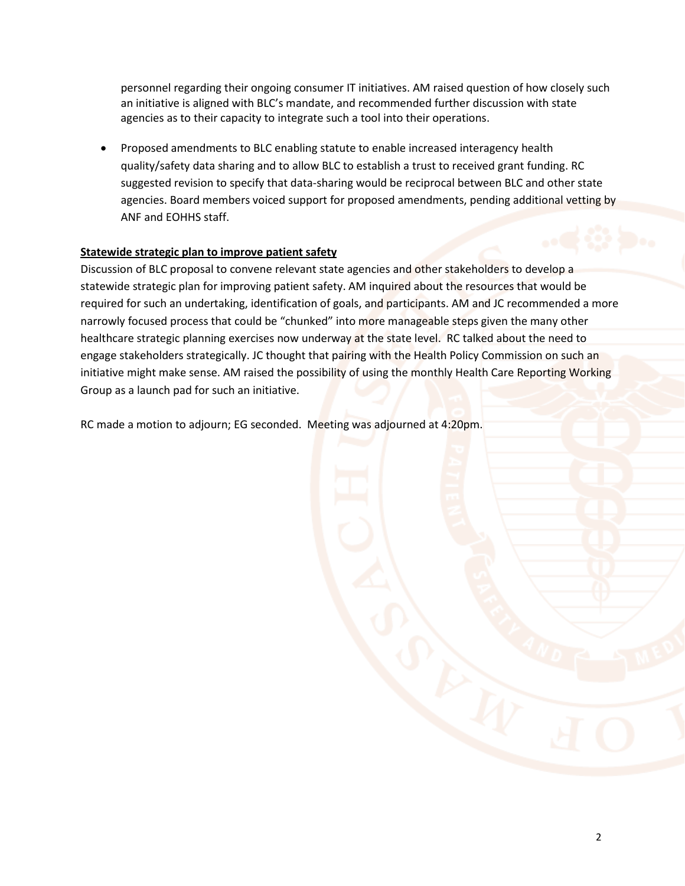personnel regarding their ongoing consumer IT initiatives. AM raised question of how closely such an initiative is aligned with BLC's mandate, and recommended further discussion with state agencies as to their capacity to integrate such a tool into their operations.

- Proposed amendments to BLC enabling statute to enable increased interagency health quality/safety data sharing and to allow BLC to establish a trust to received grant funding. RC suggested revision to specify that data-sharing would be reciprocal between BLC and other state agencies. Board members voiced support for proposed amendments, pending additional vetting by ANF and EOHHS staff.

**Statewide strategic plan to improve patient safety**

Discussion of BLC proposal to convene relevant state agencies and other stakeholders to develop a statewide strategic plan for improving patient safety. AM inquired about the resources that would be required for such an undertaking, identification of goals, and participants. AM and JC recommended a more narrowly focused process that could be "chunked" into more manageable steps given the many other healthcare strategic planning exercises now underway at the state level. RC talked about the need to engage stakeholders strategically. JC thought that pairing with the Health Policy Commission on such an initiative might make sense. AM raised the possibility of using the monthly Health Care Reporting Working Group as a launch pad for such an initiative.

RC made a motion to adjourn; EG seconded. Meeting was adjourned at 4:20pm.